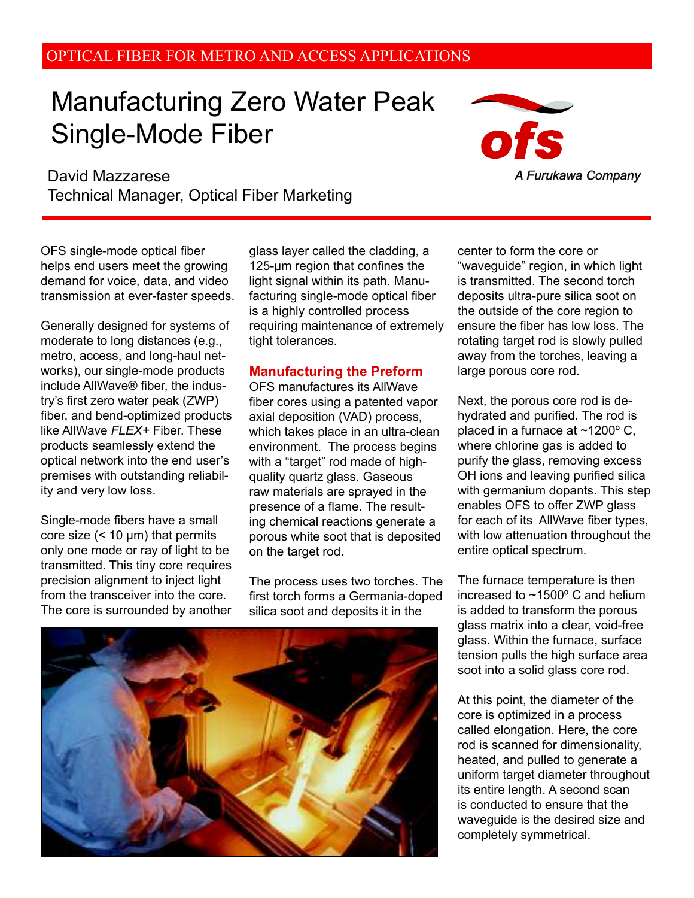OPTICAL FIBER FOR METRO AND ACCESS APPLICATIONS

# Manufacturing Zero Water Peak Single-Mode Fiber

David Mazzarese
Technical Manager, Optical Fiber Marketing

ofs
*A Furukawa Company*

OFS single-mode optical fiber helps end users meet the growing demand for voice, data, and video transmission at ever-faster speeds.

Generally designed for systems of moderate to long distances (e.g., metro, access, and long-haul networks), our single-mode products include AllWave® fiber, the industry's first zero water peak (ZWP) fiber, and bend-optimized products like AllWave *FLEX*+ Fiber. These products seamlessly extend the optical network into the end user's premises with outstanding reliability and very low loss.

Single-mode fibers have a small core size (< 10 µm) that permits only one mode or ray of light to be transmitted. This tiny core requires precision alignment to inject light from the transceiver into the core. The core is surrounded by another glass layer called the cladding, a 125-µm region that confines the light signal within its path. Manufacturing single-mode optical fiber is a highly controlled process requiring maintenance of extremely tight tolerances.

## Manufacturing the Preform

OFS manufactures its AllWave fiber cores using a patented vapor axial deposition (VAD) process, which takes place in an ultra-clean environment. The process begins with a "target" rod made of high-quality quartz glass. Gaseous raw materials are sprayed in the presence of a flame. The resulting chemical reactions generate a porous white soot that is deposited on the target rod.

The process uses two torches. The first torch forms a Germania-doped silica soot and deposits it in the center to form the core or "waveguide" region, in which light is transmitted. The second torch deposits ultra-pure silica soot on the outside of the core region to ensure the fiber has low loss. The rotating target rod is slowly pulled away from the torches, leaving a large porous core rod.

Next, the porous core rod is dehydrated and purified. The rod is placed in a furnace at ~1200º C, where chlorine gas is added to purify the glass, removing excess OH ions and leaving purified silica with germanium dopants. This step enables OFS to offer ZWP glass for each of its AllWave fiber types, with low attenuation throughout the entire optical spectrum.

The furnace temperature is then increased to ~1500º C and helium is added to transform the porous glass matrix into a clear, void-free glass. Within the furnace, surface tension pulls the high surface area soot into a solid glass core rod.

At this point, the diameter of the core is optimized in a process called elongation. Here, the core rod is scanned for dimensionality, heated, and pulled to generate a uniform target diameter throughout its entire length. A second scan is conducted to ensure that the waveguide is the desired size and completely symmetrical.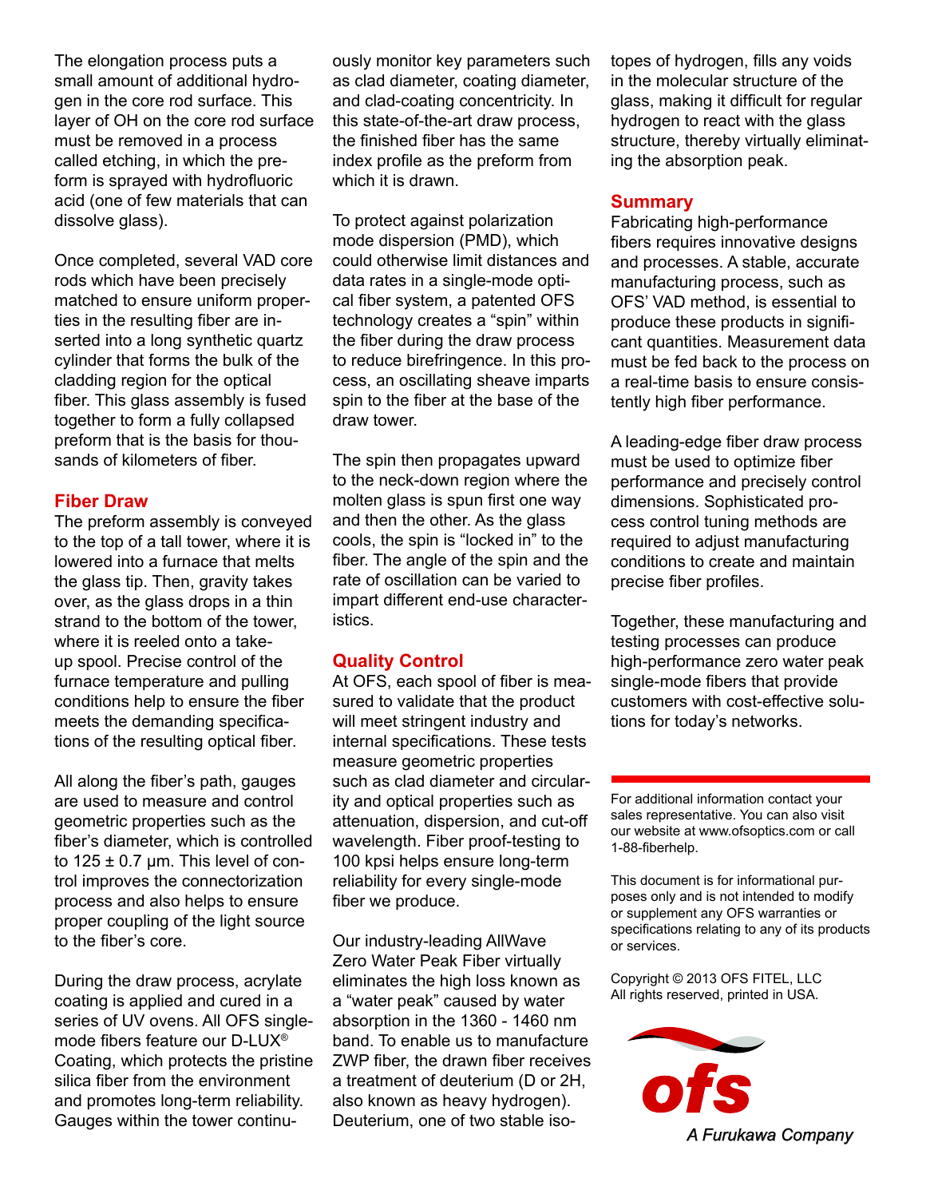The elongation process puts a small amount of additional hydrogen in the core rod surface. This layer of OH on the core rod surface must be removed in a process called etching, in which the preform is sprayed with hydrofluoric acid (one of few materials that can dissolve glass).

Once completed, several VAD core rods which have been precisely matched to ensure uniform properties in the resulting fiber are inserted into a long synthetic quartz cylinder that forms the bulk of the cladding region for the optical fiber. This glass assembly is fused together to form a fully collapsed preform that is the basis for thousands of kilometers of fiber.

## Fiber Draw

The preform assembly is conveyed to the top of a tall tower, where it is lowered into a furnace that melts the glass tip. Then, gravity takes over, as the glass drops in a thin strand to the bottom of the tower, where it is reeled onto a take-up spool. Precise control of the furnace temperature and pulling conditions help to ensure the fiber meets the demanding specifications of the resulting optical fiber.

All along the fiber's path, gauges are used to measure and control geometric properties such as the fiber's diameter, which is controlled to 125 ± 0.7 µm. This level of control improves the connectorization process and also helps to ensure proper coupling of the light source to the fiber's core.

During the draw process, acrylate coating is applied and cured in a series of UV ovens. All OFS single-mode fibers feature our D-LUX® Coating, which protects the pristine silica fiber from the environment and promotes long-term reliability. Gauges within the tower continuously monitor key parameters such as clad diameter, coating diameter, and clad-coating concentricity. In this state-of-the-art draw process, the finished fiber has the same index profile as the preform from which it is drawn.

To protect against polarization mode dispersion (PMD), which could otherwise limit distances and data rates in a single-mode optical fiber system, a patented OFS technology creates a "spin" within the fiber during the draw process to reduce birefringence. In this process, an oscillating sheave imparts spin to the fiber at the base of the draw tower.

The spin then propagates upward to the neck-down region where the molten glass is spun first one way and then the other. As the glass cools, the spin is "locked in" to the fiber. The angle of the spin and the rate of oscillation can be varied to impart different end-use characteristics.

## Quality Control

At OFS, each spool of fiber is measured to validate that the product will meet stringent industry and internal specifications. These tests measure geometric properties such as clad diameter and circularity and optical properties such as attenuation, dispersion, and cut-off wavelength. Fiber proof-testing to 100 kpsi helps ensure long-term reliability for every single-mode fiber we produce.

Our industry-leading AllWave Zero Water Peak Fiber virtually eliminates the high loss known as a "water peak" caused by water absorption in the 1360 - 1460 nm band. To enable us to manufacture ZWP fiber, the drawn fiber receives a treatment of deuterium (D or 2H, also known as heavy hydrogen). Deuterium, one of two stable isotopes of hydrogen, fills any voids in the molecular structure of the glass, making it difficult for regular hydrogen to react with the glass structure, thereby virtually eliminating the absorption peak.

## Summary

Fabricating high-performance fibers requires innovative designs and processes. A stable, accurate manufacturing process, such as OFS' VAD method, is essential to produce these products in significant quantities. Measurement data must be fed back to the process on a real-time basis to ensure consistently high fiber performance.

A leading-edge fiber draw process must be used to optimize fiber performance and precisely control dimensions. Sophisticated process control tuning methods are required to adjust manufacturing conditions to create and maintain precise fiber profiles.

Together, these manufacturing and testing processes can produce high-performance zero water peak single-mode fibers that provide customers with cost-effective solutions for today's networks.

For additional information contact your sales representative. You can also visit our website at www.ofsoptics.com or call 1-88-fiberhelp.

This document is for informational purposes only and is not intended to modify or supplement any OFS warranties or specifications relating to any of its products or services.

Copyright © 2013 OFS FITEL, LLC
All rights reserved, printed in USA.

ofs

A Furukawa Company